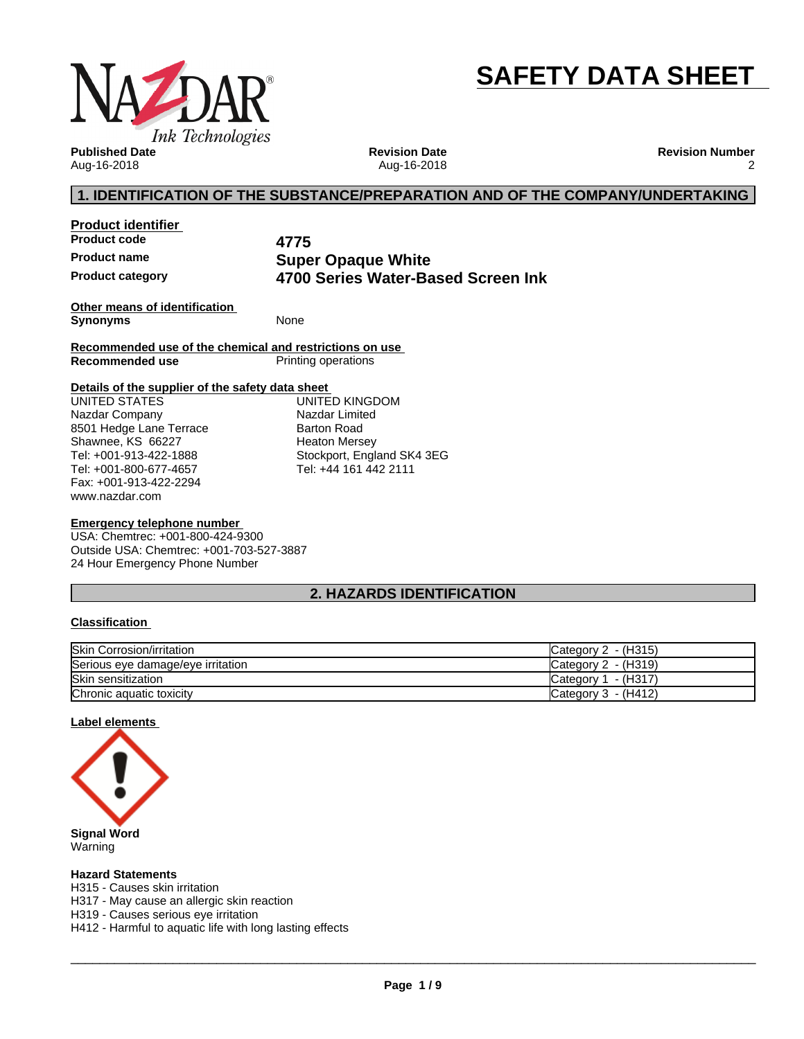# SAFETY DATA SHEET

**Published Date**
Aug-16-2018

**Revision Date**
Aug-16-2018

**Revision Number**
2

## 1. IDENTIFICATION OF THE SUBSTANCE/PREPARATION AND OF THE COMPANY/UNDERTAKING

**Product identifier**

**Product code** **4775**

**Product name** **Super Opaque White**

**Product category** **4700 Series Water-Based Screen Ink**

**Other means of identification**

**Synonyms** None

**Recommended use of the chemical and restrictions on use**

**Recommended use** Printing operations

**Details of the supplier of the safety data sheet**

UNITED STATES
Nazdar Company
8501 Hedge Lane Terrace
Shawnee, KS 66227
Tel: +001-913-422-1888
Tel: +001-800-677-4657
Fax: +001-913-422-2294
www.nazdar.com

UNITED KINGDOM
Nazdar Limited
Barton Road
Heaton Mersey
Stockport, England SK4 3EG
Tel: +44 161 442 2111

**Emergency telephone number**

USA: Chemtrec: +001-800-424-9300
Outside USA: Chemtrec: +001-703-527-3887
24 Hour Emergency Phone Number

## 2. HAZARDS IDENTIFICATION

**Classification**

| Hazard | Category |
|---|---|
| Skin Corrosion/irritation | Category 2 - (H315) |
| Serious eye damage/eye irritation | Category 2 - (H319) |
| Skin sensitization | Category 1 - (H317) |
| Chronic aquatic toxicity | Category 3 - (H412) |

**Label elements**

**Signal Word**
Warning

**Hazard Statements**
H315 - Causes skin irritation
H317 - May cause an allergic skin reaction
H319 - Causes serious eye irritation
H412 - Harmful to aquatic life with long lasting effects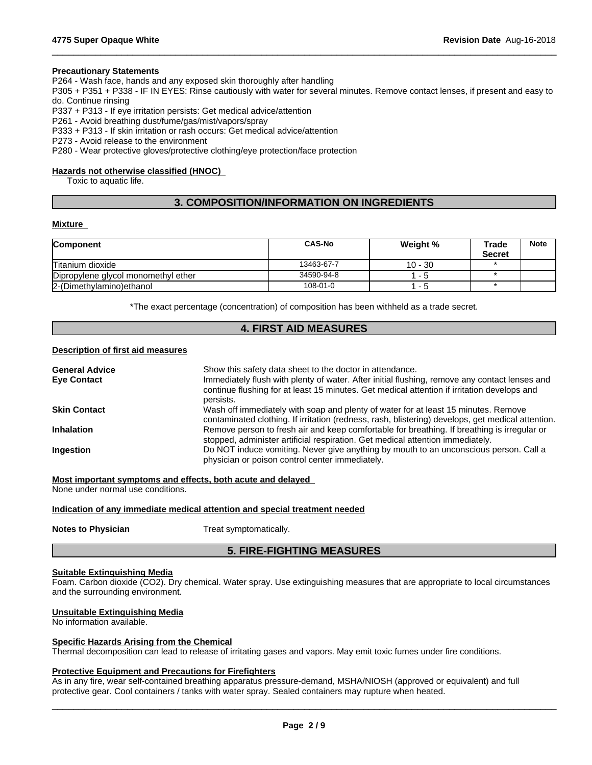**Precautionary Statements**

P264 - Wash face, hands and any exposed skin thoroughly after handling

P305 + P351 + P338 - IF IN EYES: Rinse cautiously with water for several minutes. Remove contact lenses, if present and easy to do. Continue rinsing

P337 + P313 - If eye irritation persists: Get medical advice/attention

P261 - Avoid breathing dust/fume/gas/mist/vapors/spray

P333 + P313 - If skin irritation or rash occurs: Get medical advice/attention

P273 - Avoid release to the environment

P280 - Wear protective gloves/protective clothing/eye protection/face protection

**Hazards not otherwise classified (HNOC)**

Toxic to aquatic life.

## 3. COMPOSITION/INFORMATION ON INGREDIENTS

**Mixture**

| Component | CAS-No | Weight % | Trade Secret | Note |
|---|---|---|---|---|
| Titanium dioxide | 13463-67-7 | 10 - 30 | * | |
| Dipropylene glycol monomethyl ether | 34590-94-8 | 1 - 5 | * | |
| 2-(Dimethylamino)ethanol | 108-01-0 | 1 - 5 | * | |

*The exact percentage (concentration) of composition has been withheld as a trade secret.

## 4. FIRST AID MEASURES

**Description of first aid measures**

**General Advice** Show this safety data sheet to the doctor in attendance.

**Eye Contact** Immediately flush with plenty of water. After initial flushing, remove any contact lenses and continue flushing for at least 15 minutes. Get medical attention if irritation develops and persists.

**Skin Contact** Wash off immediately with soap and plenty of water for at least 15 minutes. Remove contaminated clothing. If irritation (redness, rash, blistering) develops, get medical attention.

**Inhalation** Remove person to fresh air and keep comfortable for breathing. If breathing is irregular or stopped, administer artificial respiration. Get medical attention immediately.

**Ingestion** Do NOT induce vomiting. Never give anything by mouth to an unconscious person. Call a physician or poison control center immediately.

**Most important symptoms and effects, both acute and delayed**

None under normal use conditions.

**Indication of any immediate medical attention and special treatment needed**

**Notes to Physician** Treat symptomatically.

## 5. FIRE-FIGHTING MEASURES

**Suitable Extinguishing Media**

Foam. Carbon dioxide ($CO_2$). Dry chemical. Water spray. Use extinguishing measures that are appropriate to local circumstances and the surrounding environment.

**Unsuitable Extinguishing Media**

No information available.

**Specific Hazards Arising from the Chemical**

Thermal decomposition can lead to release of irritating gases and vapors. May emit toxic fumes under fire conditions.

**Protective Equipment and Precautions for Firefighters**

As in any fire, wear self-contained breathing apparatus pressure-demand, MSHA/NIOSH (approved or equivalent) and full protective gear. Cool containers / tanks with water spray. Sealed containers may rupture when heated.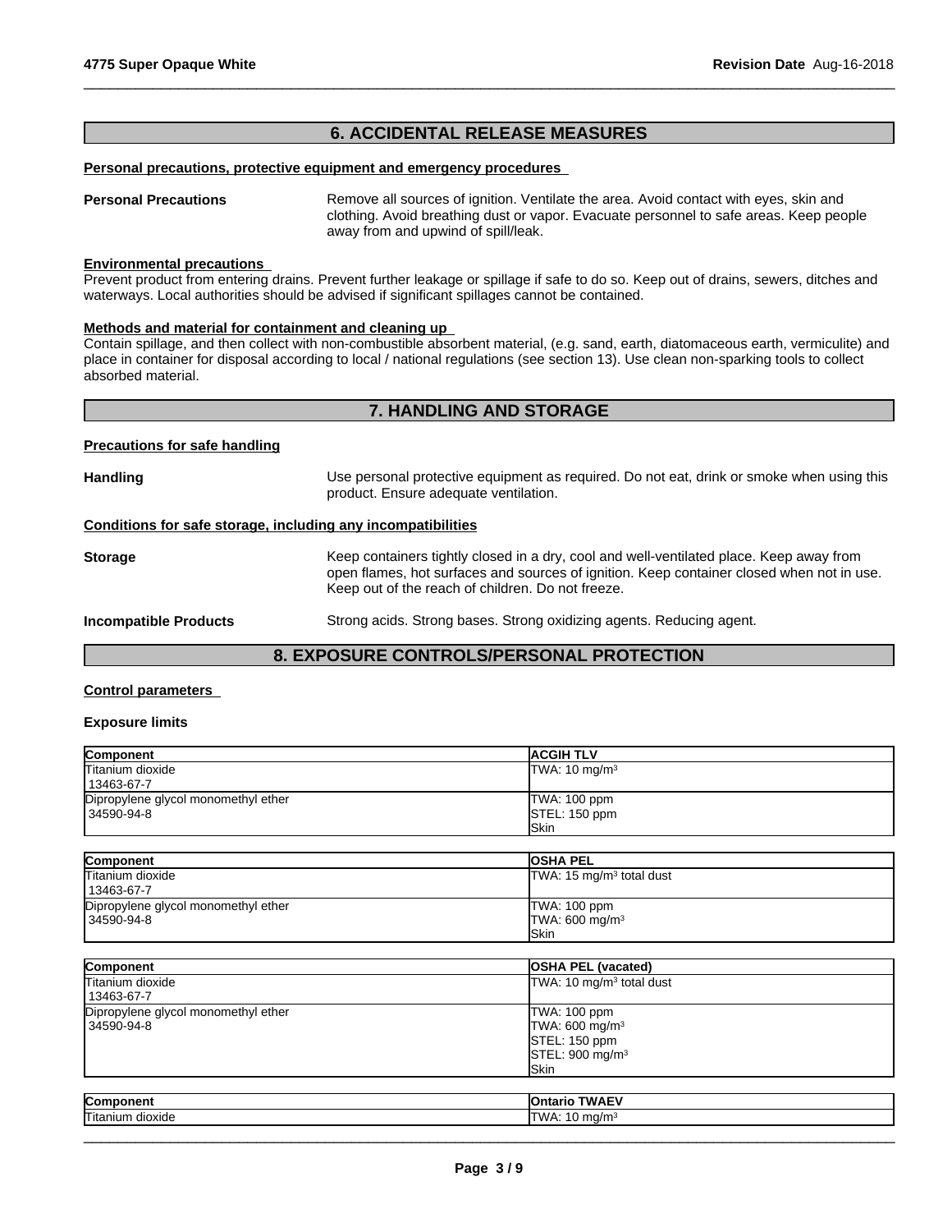## 6. ACCIDENTAL RELEASE MEASURES

**Personal precautions, protective equipment and emergency procedures**

**Personal Precautions** Remove all sources of ignition. Ventilate the area. Avoid contact with eyes, skin and clothing. Avoid breathing dust or vapor. Evacuate personnel to safe areas. Keep people away from and upwind of spill/leak.

**Environmental precautions**

Prevent product from entering drains. Prevent further leakage or spillage if safe to do so. Keep out of drains, sewers, ditches and waterways. Local authorities should be advised if significant spillages cannot be contained.

**Methods and material for containment and cleaning up**

Contain spillage, and then collect with non-combustible absorbent material, (e.g. sand, earth, diatomaceous earth, vermiculite) and place in container for disposal according to local / national regulations (see section 13). Use clean non-sparking tools to collect absorbed material.

## 7. HANDLING AND STORAGE

**Precautions for safe handling**

**Handling** Use personal protective equipment as required. Do not eat, drink or smoke when using this product. Ensure adequate ventilation.

**Conditions for safe storage, including any incompatibilities**

**Storage** Keep containers tightly closed in a dry, cool and well-ventilated place. Keep away from open flames, hot surfaces and sources of ignition. Keep container closed when not in use. Keep out of the reach of children. Do not freeze.

**Incompatible Products** Strong acids. Strong bases. Strong oxidizing agents. Reducing agent.

## 8. EXPOSURE CONTROLS/PERSONAL PROTECTION

**Control parameters**

**Exposure limits**

| Component | ACGIH TLV |
|---|---|
| Titanium dioxide<br>13463-67-7 | TWA: 10 mg/m³ |
| Dipropylene glycol monomethyl ether<br>34590-94-8 | TWA: 100 ppm<br>STEL: 150 ppm<br>Skin |

| Component | OSHA PEL |
|---|---|
| Titanium dioxide<br>13463-67-7 | TWA: 15 mg/m³ total dust |
| Dipropylene glycol monomethyl ether<br>34590-94-8 | TWA: 100 ppm<br>TWA: 600 mg/m³<br>Skin |

| Component | OSHA PEL (vacated) |
|---|---|
| Titanium dioxide<br>13463-67-7 | TWA: 10 mg/m³ total dust |
| Dipropylene glycol monomethyl ether<br>34590-94-8 | TWA: 100 ppm<br>TWA: 600 mg/m³<br>STEL: 150 ppm<br>STEL: 900 mg/m³<br>Skin |

| Component | Ontario TWAEV |
|---|---|
| Titanium dioxide | TWA: 10 mg/m³ |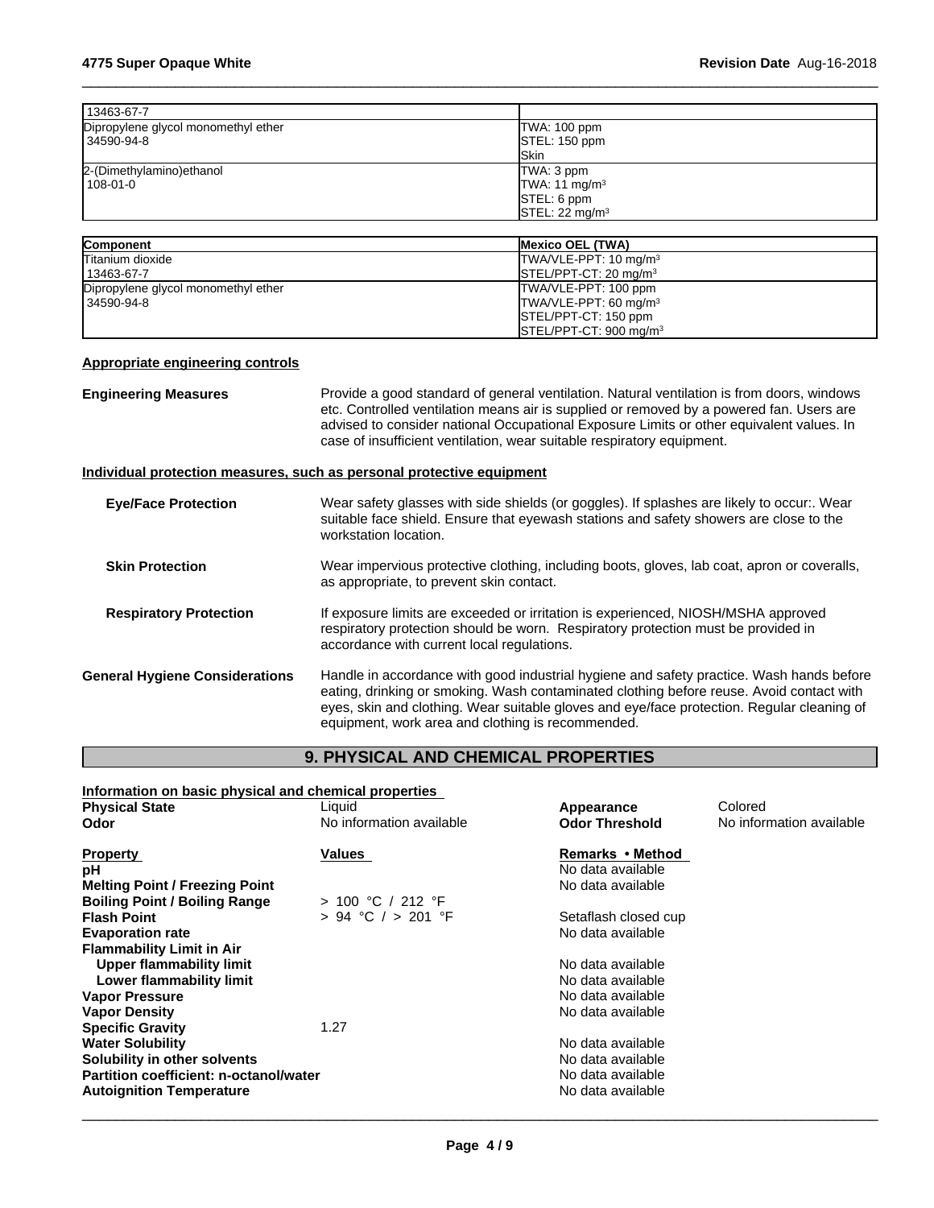| | |
|---|---|
| 13463-67-7 | |
| Dipropylene glycol monomethyl ether<br>34590-94-8 | TWA: 100 ppm<br>STEL: 150 ppm<br>Skin |
| 2-(Dimethylamino)ethanol<br>108-01-0 | TWA: 3 ppm<br>TWA: 11 mg/m³<br>STEL: 6 ppm<br>STEL: 22 mg/m³ |

| Component | Mexico OEL (TWA) |
|---|---|
| Titanium dioxide<br>13463-67-7 | TWA/VLE-PPT: 10 mg/m³<br>STEL/PPT-CT: 20 mg/m³ |
| Dipropylene glycol monomethyl ether<br>34590-94-8 | TWA/VLE-PPT: 100 ppm<br>TWA/VLE-PPT: 60 mg/m³<br>STEL/PPT-CT: 150 ppm<br>STEL/PPT-CT: 900 mg/m³ |

**Appropriate engineering controls**

**Engineering Measures** Provide a good standard of general ventilation. Natural ventilation is from doors, windows etc. Controlled ventilation means air is supplied or removed by a powered fan. Users are advised to consider national Occupational Exposure Limits or other equivalent values. In case of insufficient ventilation, wear suitable respiratory equipment.

**Individual protection measures, such as personal protective equipment**

**Eye/Face Protection** Wear safety glasses with side shields (or goggles). If splashes are likely to occur:. Wear suitable face shield. Ensure that eyewash stations and safety showers are close to the workstation location.

**Skin Protection** Wear impervious protective clothing, including boots, gloves, lab coat, apron or coveralls, as appropriate, to prevent skin contact.

**Respiratory Protection** If exposure limits are exceeded or irritation is experienced, NIOSH/MSHA approved respiratory protection should be worn. Respiratory protection must be provided in accordance with current local regulations.

**General Hygiene Considerations** Handle in accordance with good industrial hygiene and safety practice. Wash hands before eating, drinking or smoking. Wash contaminated clothing before reuse. Avoid contact with eyes, skin and clothing. Wear suitable gloves and eye/face protection. Regular cleaning of equipment, work area and clothing is recommended.

## 9. PHYSICAL AND CHEMICAL PROPERTIES

**Information on basic physical and chemical properties**

| | | | |
|---|---|---|---|
| **Physical State** | Liquid | **Appearance** | Colored |
| **Odor** | No information available | **Odor Threshold** | No information available |

| **Property** | **Values** | **Remarks • Method** |
|---|---|---|
| **pH** | | No data available |
| **Melting Point / Freezing Point** | | No data available |
| **Boiling Point / Boiling Range** | > 100 °C / 212 °F | |
| **Flash Point** | > 94 °C / > 201 °F | Setaflash closed cup |
| **Evaporation rate** | | No data available |
| **Flammability Limit in Air** | | |
| **Upper flammability limit** | | No data available |
| **Lower flammability limit** | | No data available |
| **Vapor Pressure** | | No data available |
| **Vapor Density** | | No data available |
| **Specific Gravity** | 1.27 | |
| **Water Solubility** | | No data available |
| **Solubility in other solvents** | | No data available |
| **Partition coefficient: n-octanol/water** | | No data available |
| **Autoignition Temperature** | | No data available |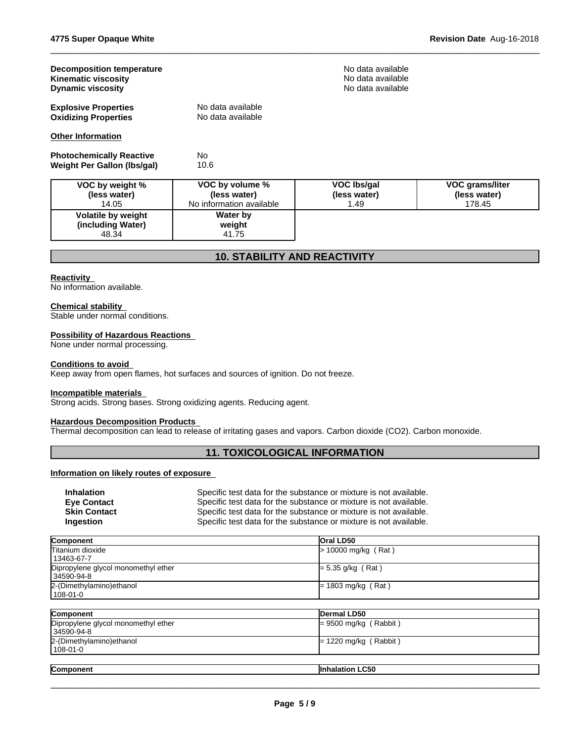| | |
|---|---|
| **Decomposition temperature** | No data available |
| **Kinematic viscosity** | No data available |
| **Dynamic viscosity** | No data available |

| | |
|---|---|
| **Explosive Properties** | No data available |
| **Oxidizing Properties** | No data available |

**Other Information**

| | |
|---|---|
| **Photochemically Reactive** | No |
| **Weight Per Gallon (lbs/gal)** | 10.6 |

| VOC by weight % (less water) | VOC by volume % (less water) | VOC lbs/gal (less water) | VOC grams/liter (less water) |
|---|---|---|---|
| 14.05 | No information available | 1.49 | 178.45 |
| **Volatile by weight (including Water)** | **Water by weight** | | |
| 48.34 | 41.75 | | |

## 10. STABILITY AND REACTIVITY

**Reactivity**
No information available.

**Chemical stability**
Stable under normal conditions.

**Possibility of Hazardous Reactions**
None under normal processing.

**Conditions to avoid**
Keep away from open flames, hot surfaces and sources of ignition. Do not freeze.

**Incompatible materials**
Strong acids. Strong bases. Strong oxidizing agents. Reducing agent.

**Hazardous Decomposition Products**
Thermal decomposition can lead to release of irritating gases and vapors. Carbon dioxide ($CO_2$). Carbon monoxide.

## 11. TOXICOLOGICAL INFORMATION

**Information on likely routes of exposure**

| | |
|---|---|
| **Inhalation** | Specific test data for the substance or mixture is not available. |
| **Eye Contact** | Specific test data for the substance or mixture is not available. |
| **Skin Contact** | Specific test data for the substance or mixture is not available. |
| **Ingestion** | Specific test data for the substance or mixture is not available. |

| Component | Oral LD50 |
|---|---|
| Titanium dioxide 13463-67-7 | > 10000 mg/kg ( Rat ) |
| Dipropylene glycol monomethyl ether 34590-94-8 | = 5.35 g/kg ( Rat ) |
| 2-(Dimethylamino)ethanol 108-01-0 | = 1803 mg/kg ( Rat ) |

| Component | Dermal LD50 |
|---|---|
| Dipropylene glycol monomethyl ether 34590-94-8 | = 9500 mg/kg ( Rabbit ) |
| 2-(Dimethylamino)ethanol 108-01-0 | = 1220 mg/kg ( Rabbit ) |

| Component | Inhalation LC50 |
|---|---|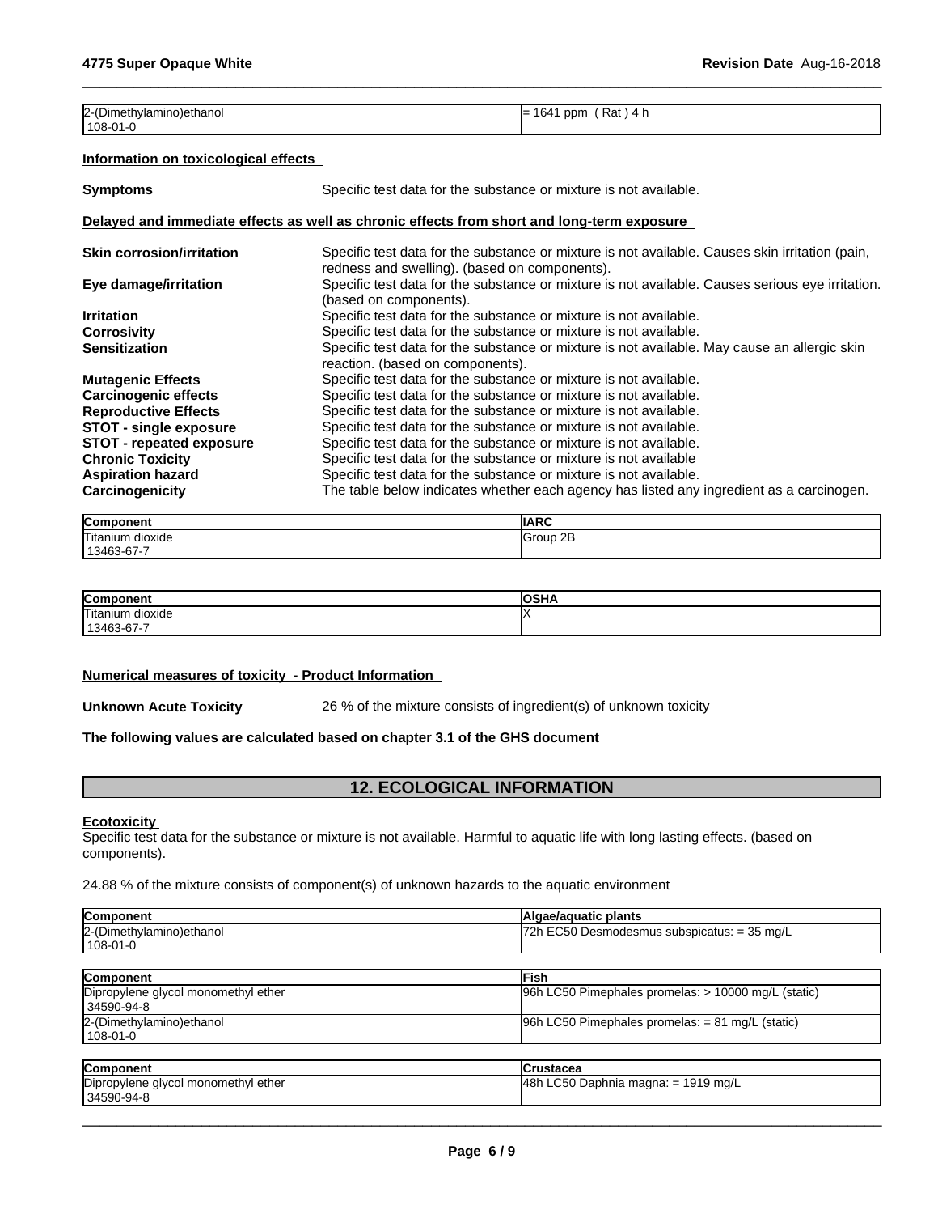| | |
|---|---|
| 2-(Dimethylamino)ethanol 108-01-0 | = 1641 ppm ( Rat ) 4 h |

**Information on toxicological effects**

**Symptoms** Specific test data for the substance or mixture is not available.

**Delayed and immediate effects as well as chronic effects from short and long-term exposure**

**Skin corrosion/irritation** Specific test data for the substance or mixture is not available. Causes skin irritation (pain, redness and swelling). (based on components).

**Eye damage/irritation** Specific test data for the substance or mixture is not available. Causes serious eye irritation. (based on components).

**Irritation** Specific test data for the substance or mixture is not available.

**Corrosivity** Specific test data for the substance or mixture is not available.

**Sensitization** Specific test data for the substance or mixture is not available. May cause an allergic skin reaction. (based on components).

**Mutagenic Effects** Specific test data for the substance or mixture is not available.

**Carcinogenic effects** Specific test data for the substance or mixture is not available.

**Reproductive Effects** Specific test data for the substance or mixture is not available.

**STOT - single exposure** Specific test data for the substance or mixture is not available.

**STOT - repeated exposure** Specific test data for the substance or mixture is not available.

**Chronic Toxicity** Specific test data for the substance or mixture is not available

**Aspiration hazard** Specific test data for the substance or mixture is not available.

**Carcinogenicity** The table below indicates whether each agency has listed any ingredient as a carcinogen.

| Component | IARC |
|---|---|
| Titanium dioxide 13463-67-7 | Group 2B |

| Component | OSHA |
|---|---|
| Titanium dioxide 13463-67-7 | X |

**Numerical measures of toxicity - Product Information**

**Unknown Acute Toxicity** 26 % of the mixture consists of ingredient(s) of unknown toxicity

**The following values are calculated based on chapter 3.1 of the GHS document**

## 12. ECOLOGICAL INFORMATION

**Ecotoxicity**

Specific test data for the substance or mixture is not available. Harmful to aquatic life with long lasting effects. (based on components).

24.88 % of the mixture consists of component(s) of unknown hazards to the aquatic environment

| Component | Algae/aquatic plants |
|---|---|
| 2-(Dimethylamino)ethanol 108-01-0 | 72h EC50 Desmodesmus subspicatus: = 35 mg/L |

| Component | Fish |
|---|---|
| Dipropylene glycol monomethyl ether 34590-94-8 | 96h LC50 Pimephales promelas: > 10000 mg/L (static) |
| 2-(Dimethylamino)ethanol 108-01-0 | 96h LC50 Pimephales promelas: = 81 mg/L (static) |

| Component | Crustacea |
|---|---|
| Dipropylene glycol monomethyl ether 34590-94-8 | 48h LC50 Daphnia magna: = 1919 mg/L |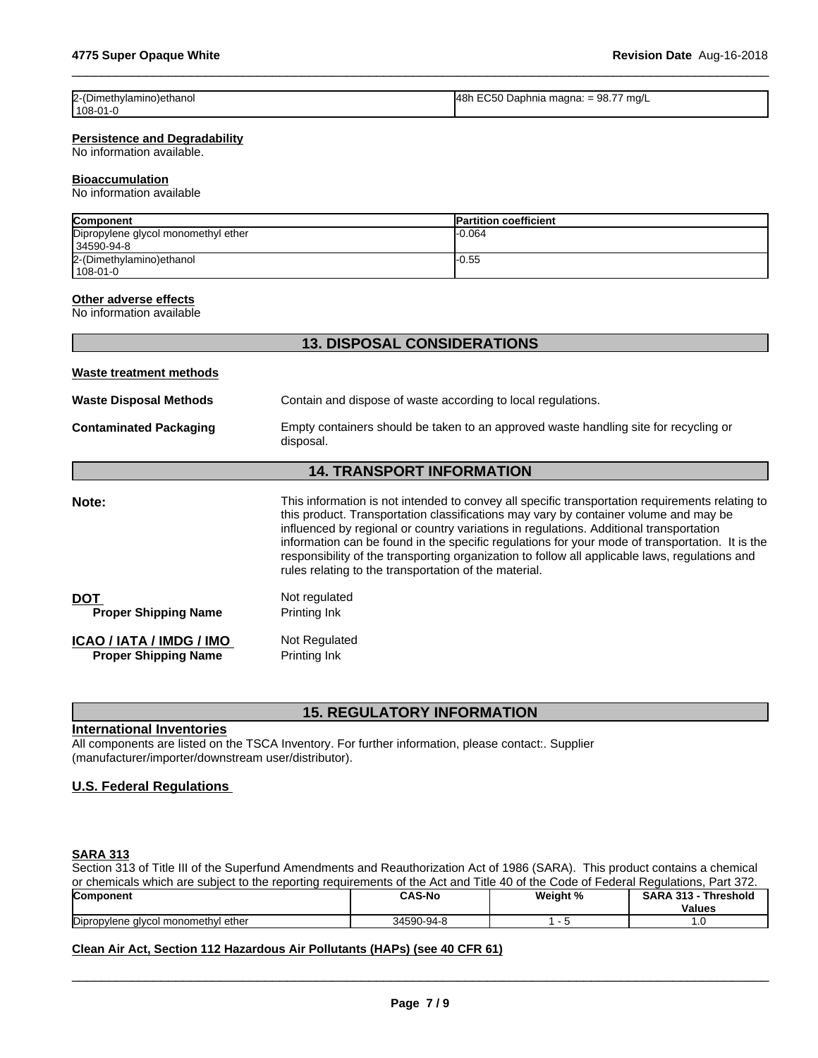| | |
|---|---|
| 2-(Dimethylamino)ethanol<br>108-01-0 | 48h EC50 Daphnia magna: = 98.77 mg/L |

**Persistence and Degradability**

No information available.

**Bioaccumulation**

No information available

| Component | Partition coefficient |
|---|---|
| Dipropylene glycol monomethyl ether<br>34590-94-8 | -0.064 |
| 2-(Dimethylamino)ethanol<br>108-01-0 | -0.55 |

**Other adverse effects**

No information available

## 13. DISPOSAL CONSIDERATIONS

**Waste treatment methods**

**Waste Disposal Methods** Contain and dispose of waste according to local regulations.

**Contaminated Packaging** Empty containers should be taken to an approved waste handling site for recycling or disposal.

## 14. TRANSPORT INFORMATION

**Note:** This information is not intended to convey all specific transportation requirements relating to this product. Transportation classifications may vary by container volume and may be influenced by regional or country variations in regulations. Additional transportation information can be found in the specific regulations for your mode of transportation. It is the responsibility of the transporting organization to follow all applicable laws, regulations and rules relating to the transportation of the material.

**DOT** Not regulated

**Proper Shipping Name** Printing Ink

**ICAO / IATA / IMDG / IMO** Not Regulated

**Proper Shipping Name** Printing Ink

## 15. REGULATORY INFORMATION

**International Inventories**

All components are listed on the TSCA Inventory. For further information, please contact:. Supplier (manufacturer/importer/downstream user/distributor).

**U.S. Federal Regulations**

**SARA 313**

Section 313 of Title III of the Superfund Amendments and Reauthorization Act of 1986 (SARA). This product contains a chemical or chemicals which are subject to the reporting requirements of the Act and Title 40 of the Code of Federal Regulations, Part 372.

| Component | CAS-No | Weight % | SARA 313 - Threshold Values |
|---|---|---|---|
| Dipropylene glycol monomethyl ether | 34590-94-8 | 1 - 5 | 1.0 |

**Clean Air Act, Section 112 Hazardous Air Pollutants (HAPs) (see 40 CFR 61)**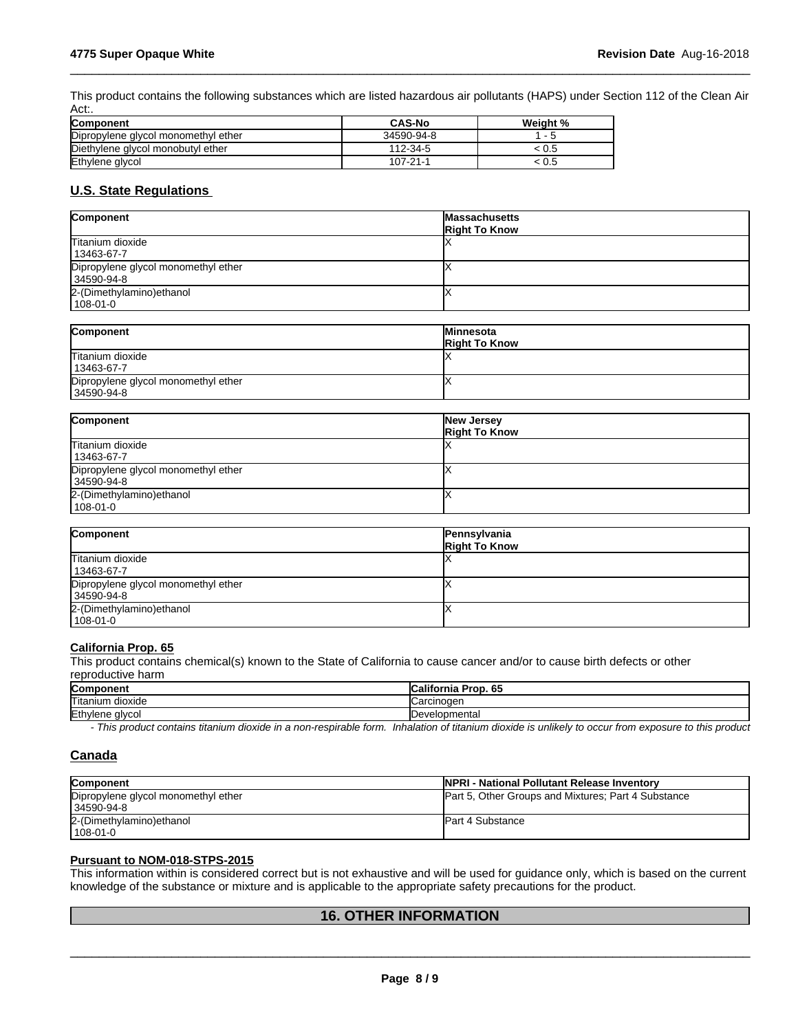This product contains the following substances which are listed hazardous air pollutants (HAPS) under Section 112 of the Clean Air Act:.

| Component | CAS-No | Weight % |
|---|---|---|
| Dipropylene glycol monomethyl ether | 34590-94-8 | 1 - 5 |
| Diethylene glycol monobutyl ether | 112-34-5 | < 0.5 |
| Ethylene glycol | 107-21-1 | < 0.5 |

## U.S. State Regulations

| Component | Massachusetts Right To Know |
|---|---|
| Titanium dioxide 13463-67-7 | X |
| Dipropylene glycol monomethyl ether 34590-94-8 | X |
| 2-(Dimethylamino)ethanol 108-01-0 | X |

| Component | Minnesota Right To Know |
|---|---|
| Titanium dioxide 13463-67-7 | X |
| Dipropylene glycol monomethyl ether 34590-94-8 | X |

| Component | New Jersey Right To Know |
|---|---|
| Titanium dioxide 13463-67-7 | X |
| Dipropylene glycol monomethyl ether 34590-94-8 | X |
| 2-(Dimethylamino)ethanol 108-01-0 | X |

| Component | Pennsylvania Right To Know |
|---|---|
| Titanium dioxide 13463-67-7 | X |
| Dipropylene glycol monomethyl ether 34590-94-8 | X |
| 2-(Dimethylamino)ethanol 108-01-0 | X |

### California Prop. 65

This product contains chemical(s) known to the State of California to cause cancer and/or to cause birth defects or other reproductive harm

| Component | California Prop. 65 |
|---|---|
| Titanium dioxide | Carcinogen |
| Ethylene glycol | Developmental |

*- This product contains titanium dioxide in a non-respirable form. Inhalation of titanium dioxide is unlikely to occur from exposure to this product*

## Canada

| Component | NPRI - National Pollutant Release Inventory |
|---|---|
| Dipropylene glycol monomethyl ether 34590-94-8 | Part 5, Other Groups and Mixtures; Part 4 Substance |
| 2-(Dimethylamino)ethanol 108-01-0 | Part 4 Substance |

### Pursuant to NOM-018-STPS-2015

This information within is considered correct but is not exhaustive and will be used for guidance only, which is based on the current knowledge of the substance or mixture and is applicable to the appropriate safety precautions for the product.

## 16. OTHER INFORMATION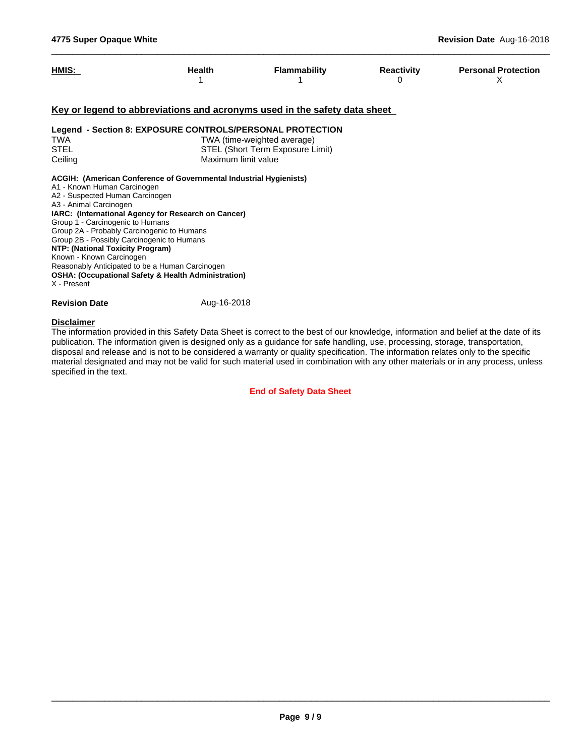| HMIS: | Health | Flammability | Reactivity | Personal Protection |
|---|---|---|---|---|
| | 1 | 1 | 0 | X |

## Key or legend to abbreviations and acronyms used in the safety data sheet

**Legend - Section 8: EXPOSURE CONTROLS/PERSONAL PROTECTION**

| | |
|---|---|
| TWA | TWA (time-weighted average) |
| STEL | STEL (Short Term Exposure Limit) |
| Ceiling | Maximum limit value |

**ACGIH: (American Conference of Governmental Industrial Hygienists)**
A1 - Known Human Carcinogen
A2 - Suspected Human Carcinogen
A3 - Animal Carcinogen
**IARC: (International Agency for Research on Cancer)**
Group 1 - Carcinogenic to Humans
Group 2A - Probably Carcinogenic to Humans
Group 2B - Possibly Carcinogenic to Humans
**NTP: (National Toxicity Program)**
Known - Known Carcinogen
Reasonably Anticipated to be a Human Carcinogen
**OSHA: (Occupational Safety & Health Administration)**
X - Present

**Revision Date** Aug-16-2018

**Disclaimer**
The information provided in this Safety Data Sheet is correct to the best of our knowledge, information and belief at the date of its publication. The information given is designed only as a guidance for safe handling, use, processing, storage, transportation, disposal and release and is not to be considered a warranty or quality specification. The information relates only to the specific material designated and may not be valid for such material used in combination with any other materials or in any process, unless specified in the text.

**End of Safety Data Sheet**